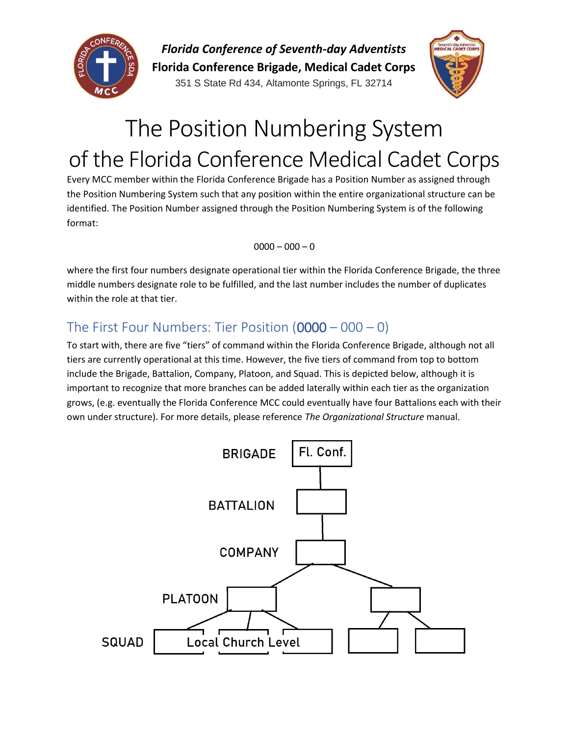**Florida Conference of Seventh-day Adventists**

**Florida Conference Brigade, Medical Cadet Corps**

351 S State Rd 434, Altamonte Springs, FL 32714

# The Position Numbering System of the Florida Conference Medical Cadet Corps

Every MCC member within the Florida Conference Brigade has a Position Number as assigned through the Position Numbering System such that any position within the entire organizational structure can be identified. The Position Number assigned through the Position Numbering System is of the following format:

0000 – 000 – 0

where the first four numbers designate operational tier within the Florida Conference Brigade, the three middle numbers designate role to be fulfilled, and the last number includes the number of duplicates within the role at that tier.

## The First Four Numbers: Tier Position (0000 – 000 – 0)

To start with, there are five "tiers" of command within the Florida Conference Brigade, although not all tiers are currently operational at this time. However, the five tiers of command from top to bottom include the Brigade, Battalion, Company, Platoon, and Squad. This is depicted below, although it is important to recognize that more branches can be added laterally within each tier as the organization grows, (e.g. eventually the Florida Conference MCC could eventually have four Battalions each with their own under structure). For more details, please reference *The Organizational Structure* manual.

BRIGADE — Fl. Conf.

BATTALION

COMPANY

PLATOON

SQUAD — Local Church Level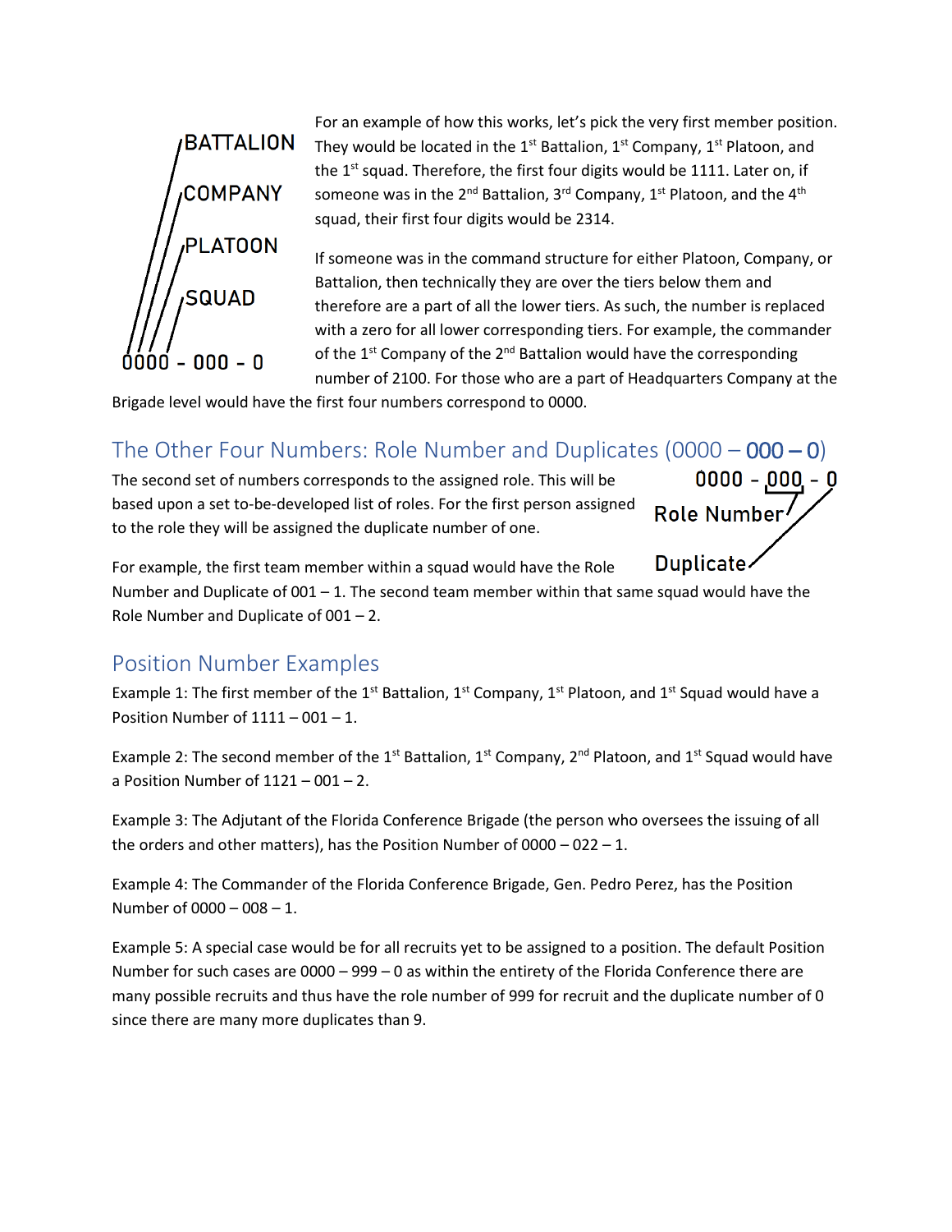For an example of how this works, let's pick the very first member position. They would be located in the 1st Battalion, 1st Company, 1st Platoon, and the 1st squad. Therefore, the first four digits would be 1111. Later on, if someone was in the 2nd Battalion, 3rd Company, 1st Platoon, and the 4th squad, their first four digits would be 2314.

If someone was in the command structure for either Platoon, Company, or Battalion, then technically they are over the tiers below them and therefore are a part of all the lower tiers. As such, the number is replaced with a zero for all lower corresponding tiers. For example, the commander of the 1st Company of the 2nd Battalion would have the corresponding number of 2100. For those who are a part of Headquarters Company at the Brigade level would have the first four numbers correspond to 0000.

## The Other Four Numbers: Role Number and Duplicates (0000 – 000 – 0)

The second set of numbers corresponds to the assigned role. This will be based upon a set to-be-developed list of roles. For the first person assigned to the role they will be assigned the duplicate number of one.

For example, the first team member within a squad would have the Role Number and Duplicate of 001 – 1. The second team member within that same squad would have the Role Number and Duplicate of 001 – 2.

## Position Number Examples

Example 1: The first member of the 1st Battalion, 1st Company, 1st Platoon, and 1st Squad would have a Position Number of 1111 – 001 – 1.

Example 2: The second member of the 1st Battalion, 1st Company, 2nd Platoon, and 1st Squad would have a Position Number of 1121 – 001 – 2.

Example 3: The Adjutant of the Florida Conference Brigade (the person who oversees the issuing of all the orders and other matters), has the Position Number of 0000 – 022 – 1.

Example 4: The Commander of the Florida Conference Brigade, Gen. Pedro Perez, has the Position Number of 0000 – 008 – 1.

Example 5: A special case would be for all recruits yet to be assigned to a position. The default Position Number for such cases are 0000 – 999 – 0 as within the entirety of the Florida Conference there are many possible recruits and thus have the role number of 999 for recruit and the duplicate number of 0 since there are many more duplicates than 9.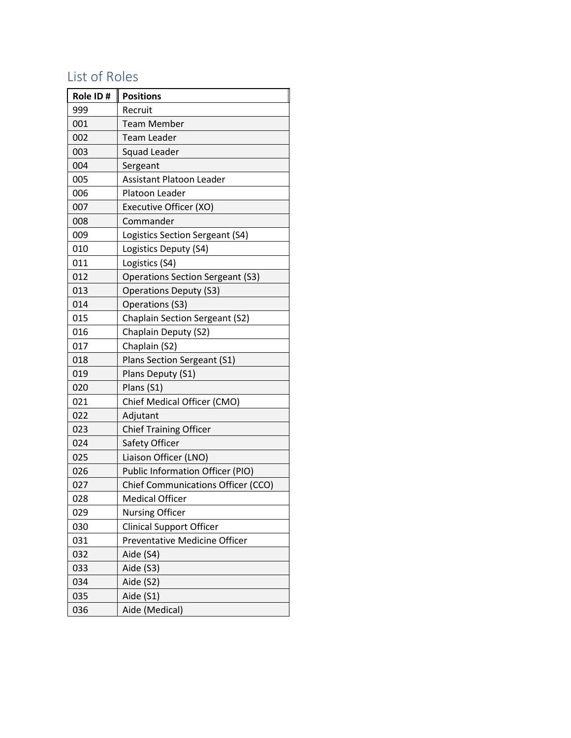## List of Roles

| Role ID # | Positions |
|---|---|
| 999 | Recruit |
| 001 | Team Member |
| 002 | Team Leader |
| 003 | Squad Leader |
| 004 | Sergeant |
| 005 | Assistant Platoon Leader |
| 006 | Platoon Leader |
| 007 | Executive Officer (XO) |
| 008 | Commander |
| 009 | Logistics Section Sergeant (S4) |
| 010 | Logistics Deputy (S4) |
| 011 | Logistics (S4) |
| 012 | Operations Section Sergeant (S3) |
| 013 | Operations Deputy (S3) |
| 014 | Operations (S3) |
| 015 | Chaplain Section Sergeant (S2) |
| 016 | Chaplain Deputy (S2) |
| 017 | Chaplain (S2) |
| 018 | Plans Section Sergeant (S1) |
| 019 | Plans Deputy (S1) |
| 020 | Plans (S1) |
| 021 | Chief Medical Officer (CMO) |
| 022 | Adjutant |
| 023 | Chief Training Officer |
| 024 | Safety Officer |
| 025 | Liaison Officer (LNO) |
| 026 | Public Information Officer (PIO) |
| 027 | Chief Communications Officer (CCO) |
| 028 | Medical Officer |
| 029 | Nursing Officer |
| 030 | Clinical Support Officer |
| 031 | Preventative Medicine Officer |
| 032 | Aide (S4) |
| 033 | Aide (S3) |
| 034 | Aide (S2) |
| 035 | Aide (S1) |
| 036 | Aide (Medical) |